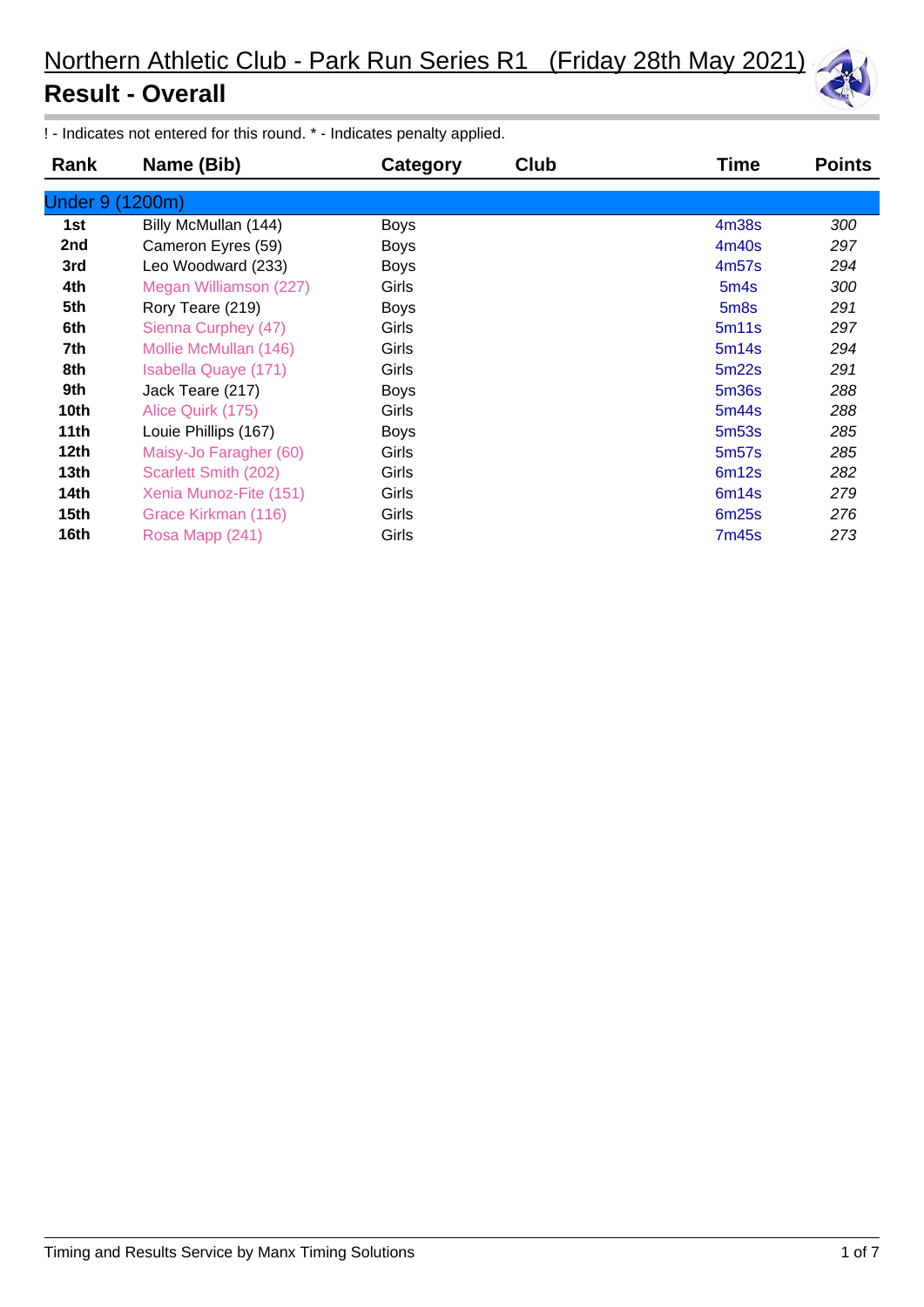# Northern Athletic Club - Park Run Series R1 (Friday 28th May 2021)

## Result - Overall

! - Indicates not entered for this round. * - Indicates penalty applied.

| Rank | Name (Bib) | Category | Club | Time | Points |
|---|---|---|---|---|---|
| Under 9 (1200m) | | | | | |
| 1st | Billy McMullan (144) | Boys | | 4m38s | *300* |
| 2nd | Cameron Eyres (59) | Boys | | 4m40s | *297* |
| 3rd | Leo Woodward (233) | Boys | | 4m57s | *294* |
| 4th | Megan Williamson (227) | Girls | | 5m4s | *300* |
| 5th | Rory Teare (219) | Boys | | 5m8s | *291* |
| 6th | Sienna Curphey (47) | Girls | | 5m11s | *297* |
| 7th | Mollie McMullan (146) | Girls | | 5m14s | *294* |
| 8th | Isabella Quaye (171) | Girls | | 5m22s | *291* |
| 9th | Jack Teare (217) | Boys | | 5m36s | *288* |
| 10th | Alice Quirk (175) | Girls | | 5m44s | *288* |
| 11th | Louie Phillips (167) | Boys | | 5m53s | *285* |
| 12th | Maisy-Jo Faragher (60) | Girls | | 5m57s | *285* |
| 13th | Scarlett Smith (202) | Girls | | 6m12s | *282* |
| 14th | Xenia Munoz-Fite (151) | Girls | | 6m14s | *279* |
| 15th | Grace Kirkman (116) | Girls | | 6m25s | *276* |
| 16th | Rosa Mapp (241) | Girls | | 7m45s | *273* |

Timing and Results Service by Manx Timing Solutions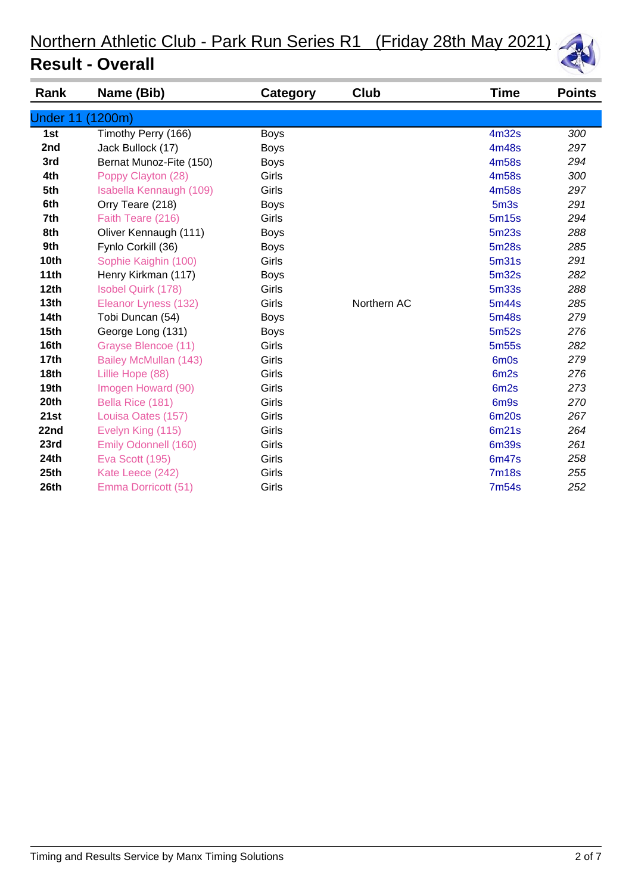# Northern Athletic Club - Park Run Series R1 (Friday 28th May 2021)

## Result - Overall

| Rank | Name (Bib) | Category | Club | Time | Points |
|---|---|---|---|---|---|
| **Under 11 (1200m)** | | | | | |
| 1st | Timothy Perry (166) | Boys | | 4m32s | *300* |
| 2nd | Jack Bullock (17) | Boys | | 4m48s | *297* |
| 3rd | Bernat Munoz-Fite (150) | Boys | | 4m58s | *294* |
| 4th | Poppy Clayton (28) | Girls | | 4m58s | *300* |
| 5th | Isabella Kennaugh (109) | Girls | | 4m58s | *297* |
| 6th | Orry Teare (218) | Boys | | 5m3s | *291* |
| 7th | Faith Teare (216) | Girls | | 5m15s | *294* |
| 8th | Oliver Kennaugh (111) | Boys | | 5m23s | *288* |
| 9th | Fynlo Corkill (36) | Boys | | 5m28s | *285* |
| 10th | Sophie Kaighin (100) | Girls | | 5m31s | *291* |
| 11th | Henry Kirkman (117) | Boys | | 5m32s | *282* |
| 12th | Isobel Quirk (178) | Girls | | 5m33s | *288* |
| 13th | Eleanor Lyness (132) | Girls | Northern AC | 5m44s | *285* |
| 14th | Tobi Duncan (54) | Boys | | 5m48s | *279* |
| 15th | George Long (131) | Boys | | 5m52s | *276* |
| 16th | Grayse Blencoe (11) | Girls | | 5m55s | *282* |
| 17th | Bailey McMullan (143) | Girls | | 6m0s | *279* |
| 18th | Lillie Hope (88) | Girls | | 6m2s | *276* |
| 19th | Imogen Howard (90) | Girls | | 6m2s | *273* |
| 20th | Bella Rice (181) | Girls | | 6m9s | *270* |
| 21st | Louisa Oates (157) | Girls | | 6m20s | *267* |
| 22nd | Evelyn King (115) | Girls | | 6m21s | *264* |
| 23rd | Emily Odonnell (160) | Girls | | 6m39s | *261* |
| 24th | Eva Scott (195) | Girls | | 6m47s | *258* |
| 25th | Kate Leece (242) | Girls | | 7m18s | *255* |
| 26th | Emma Dorricott (51) | Girls | | 7m54s | *252* |

Timing and Results Service by Manx Timing Solutions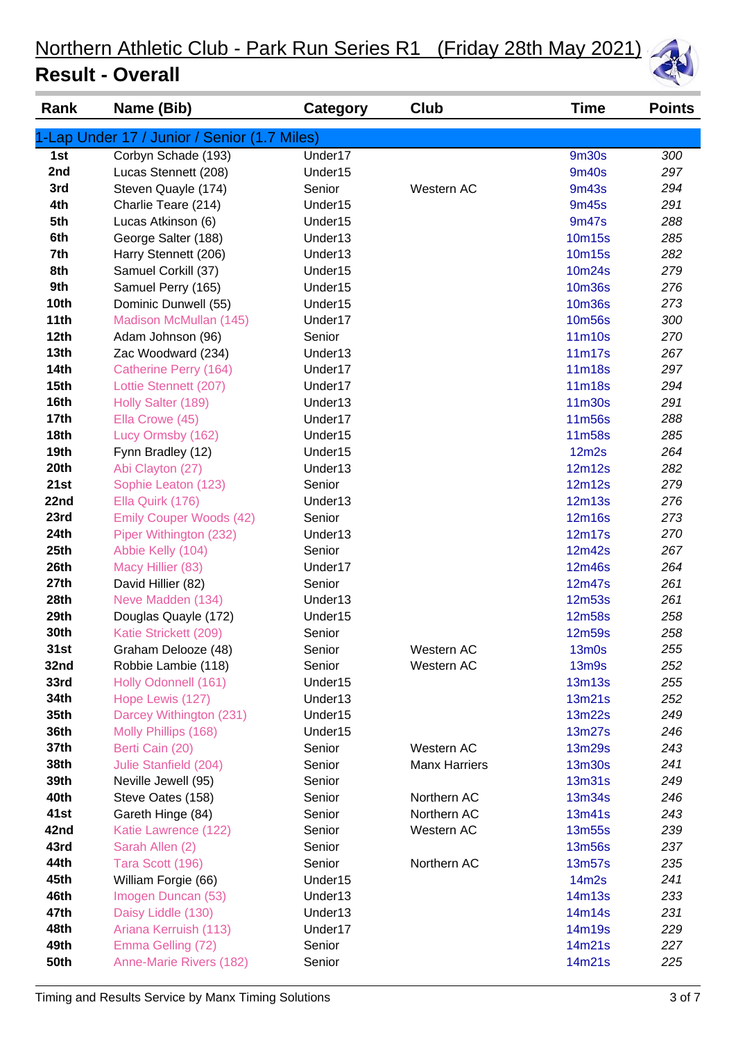# Northern Athletic Club - Park Run Series R1 (Friday 28th May 2021)

## Result - Overall

| Rank | Name (Bib) | Category | Club | Time | Points |
|---|---|---|---|---|---|
| **1-Lap Under 17 / Junior / Senior (1.7 Miles)** | | | | | |
| 1st | Corbyn Schade (193) | Under17 | | 9m30s | 300 |
| 2nd | Lucas Stennett (208) | Under15 | | 9m40s | 297 |
| 3rd | Steven Quayle (174) | Senior | Western AC | 9m43s | 294 |
| 4th | Charlie Teare (214) | Under15 | | 9m45s | 291 |
| 5th | Lucas Atkinson (6) | Under15 | | 9m47s | 288 |
| 6th | George Salter (188) | Under13 | | 10m15s | 285 |
| 7th | Harry Stennett (206) | Under13 | | 10m15s | 282 |
| 8th | Samuel Corkill (37) | Under15 | | 10m24s | 279 |
| 9th | Samuel Perry (165) | Under15 | | 10m36s | 276 |
| 10th | Dominic Dunwell (55) | Under15 | | 10m36s | 273 |
| 11th | Madison McMullan (145) | Under17 | | 10m56s | 300 |
| 12th | Adam Johnson (96) | Senior | | 11m10s | 270 |
| 13th | Zac Woodward (234) | Under13 | | 11m17s | 267 |
| 14th | Catherine Perry (164) | Under17 | | 11m18s | 297 |
| 15th | Lottie Stennett (207) | Under17 | | 11m18s | 294 |
| 16th | Holly Salter (189) | Under13 | | 11m30s | 291 |
| 17th | Ella Crowe (45) | Under17 | | 11m56s | 288 |
| 18th | Lucy Ormsby (162) | Under15 | | 11m58s | 285 |
| 19th | Fynn Bradley (12) | Under15 | | 12m2s | 264 |
| 20th | Abi Clayton (27) | Under13 | | 12m12s | 282 |
| 21st | Sophie Leaton (123) | Senior | | 12m12s | 279 |
| 22nd | Ella Quirk (176) | Under13 | | 12m13s | 276 |
| 23rd | Emily Couper Woods (42) | Senior | | 12m16s | 273 |
| 24th | Piper Withington (232) | Under13 | | 12m17s | 270 |
| 25th | Abbie Kelly (104) | Senior | | 12m42s | 267 |
| 26th | Macy Hillier (83) | Under17 | | 12m46s | 264 |
| 27th | David Hillier (82) | Senior | | 12m47s | 261 |
| 28th | Neve Madden (134) | Under13 | | 12m53s | 261 |
| 29th | Douglas Quayle (172) | Under15 | | 12m58s | 258 |
| 30th | Katie Strickett (209) | Senior | | 12m59s | 258 |
| 31st | Graham Delooze (48) | Senior | Western AC | 13m0s | 255 |
| 32nd | Robbie Lambie (118) | Senior | Western AC | 13m9s | 252 |
| 33rd | Holly Odonnell (161) | Under15 | | 13m13s | 255 |
| 34th | Hope Lewis (127) | Under13 | | 13m21s | 252 |
| 35th | Darcey Withington (231) | Under15 | | 13m22s | 249 |
| 36th | Molly Phillips (168) | Under15 | | 13m27s | 246 |
| 37th | Berti Cain (20) | Senior | Western AC | 13m29s | 243 |
| 38th | Julie Stanfield (204) | Senior | Manx Harriers | 13m30s | 241 |
| 39th | Neville Jewell (95) | Senior | | 13m31s | 249 |
| 40th | Steve Oates (158) | Senior | Northern AC | 13m34s | 246 |
| 41st | Gareth Hinge (84) | Senior | Northern AC | 13m41s | 243 |
| 42nd | Katie Lawrence (122) | Senior | Western AC | 13m55s | 239 |
| 43rd | Sarah Allen (2) | Senior | | 13m56s | 237 |
| 44th | Tara Scott (196) | Senior | Northern AC | 13m57s | 235 |
| 45th | William Forgie (66) | Under15 | | 14m2s | 241 |
| 46th | Imogen Duncan (53) | Under13 | | 14m13s | 233 |
| 47th | Daisy Liddle (130) | Under13 | | 14m14s | 231 |
| 48th | Ariana Kerruish (113) | Under17 | | 14m19s | 229 |
| 49th | Emma Gelling (72) | Senior | | 14m21s | 227 |
| 50th | Anne-Marie Rivers (182) | Senior | | 14m21s | 225 |

Timing and Results Service by Manx Timing Solutions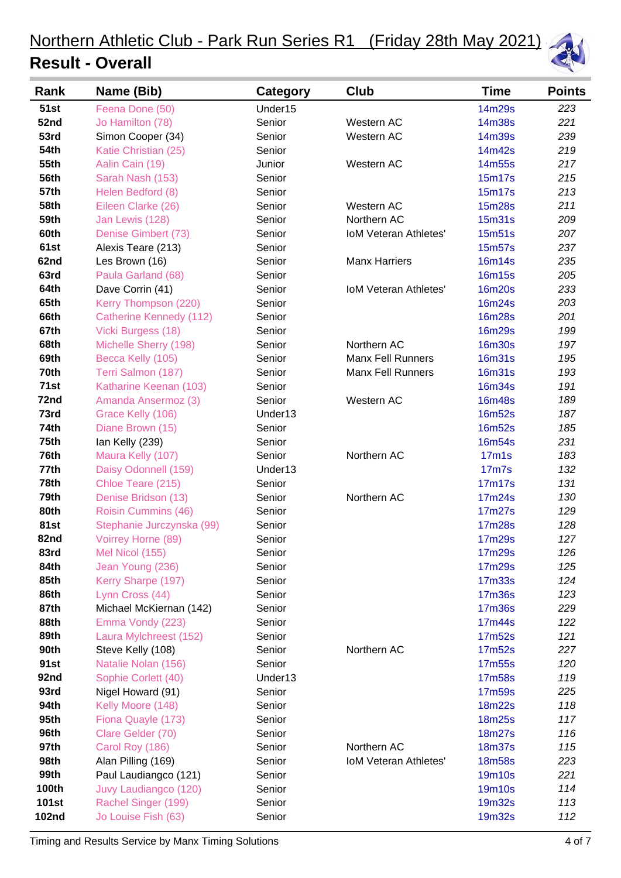# Northern Athletic Club - Park Run Series R1 (Friday 28th May 2021)

## Result - Overall

| Rank | Name (Bib) | Category | Club | Time | Points |
|---|---|---|---|---|---|
| 51st | Feena Done (50) | Under15 | | 14m29s | 223 |
| 52nd | Jo Hamilton (78) | Senior | Western AC | 14m38s | 221 |
| 53rd | Simon Cooper (34) | Senior | Western AC | 14m39s | 239 |
| 54th | Katie Christian (25) | Senior | | 14m42s | 219 |
| 55th | Aalin Cain (19) | Junior | Western AC | 14m55s | 217 |
| 56th | Sarah Nash (153) | Senior | | 15m17s | 215 |
| 57th | Helen Bedford (8) | Senior | | 15m17s | 213 |
| 58th | Eileen Clarke (26) | Senior | Western AC | 15m28s | 211 |
| 59th | Jan Lewis (128) | Senior | Northern AC | 15m31s | 209 |
| 60th | Denise Gimbert (73) | Senior | IoM Veteran Athletes' | 15m51s | 207 |
| 61st | Alexis Teare (213) | Senior | | 15m57s | 237 |
| 62nd | Les Brown (16) | Senior | Manx Harriers | 16m14s | 235 |
| 63rd | Paula Garland (68) | Senior | | 16m15s | 205 |
| 64th | Dave Corrin (41) | Senior | IoM Veteran Athletes' | 16m20s | 233 |
| 65th | Kerry Thompson (220) | Senior | | 16m24s | 203 |
| 66th | Catherine Kennedy (112) | Senior | | 16m28s | 201 |
| 67th | Vicki Burgess (18) | Senior | | 16m29s | 199 |
| 68th | Michelle Sherry (198) | Senior | Northern AC | 16m30s | 197 |
| 69th | Becca Kelly (105) | Senior | Manx Fell Runners | 16m31s | 195 |
| 70th | Terri Salmon (187) | Senior | Manx Fell Runners | 16m31s | 193 |
| 71st | Katharine Keenan (103) | Senior | | 16m34s | 191 |
| 72nd | Amanda Ansermoz (3) | Senior | Western AC | 16m48s | 189 |
| 73rd | Grace Kelly (106) | Under13 | | 16m52s | 187 |
| 74th | Diane Brown (15) | Senior | | 16m52s | 185 |
| 75th | Ian Kelly (239) | Senior | | 16m54s | 231 |
| 76th | Maura Kelly (107) | Senior | Northern AC | 17m1s | 183 |
| 77th | Daisy Odonnell (159) | Under13 | | 17m7s | 132 |
| 78th | Chloe Teare (215) | Senior | | 17m17s | 131 |
| 79th | Denise Bridson (13) | Senior | Northern AC | 17m24s | 130 |
| 80th | Roisin Cummins (46) | Senior | | 17m27s | 129 |
| 81st | Stephanie Jurczynska (99) | Senior | | 17m28s | 128 |
| 82nd | Voirrey Horne (89) | Senior | | 17m29s | 127 |
| 83rd | Mel Nicol (155) | Senior | | 17m29s | 126 |
| 84th | Jean Young (236) | Senior | | 17m29s | 125 |
| 85th | Kerry Sharpe (197) | Senior | | 17m33s | 124 |
| 86th | Lynn Cross (44) | Senior | | 17m36s | 123 |
| 87th | Michael McKiernan (142) | Senior | | 17m36s | 229 |
| 88th | Emma Vondy (223) | Senior | | 17m44s | 122 |
| 89th | Laura Mylchreest (152) | Senior | | 17m52s | 121 |
| 90th | Steve Kelly (108) | Senior | Northern AC | 17m52s | 227 |
| 91st | Natalie Nolan (156) | Senior | | 17m55s | 120 |
| 92nd | Sophie Corlett (40) | Under13 | | 17m58s | 119 |
| 93rd | Nigel Howard (91) | Senior | | 17m59s | 225 |
| 94th | Kelly Moore (148) | Senior | | 18m22s | 118 |
| 95th | Fiona Quayle (173) | Senior | | 18m25s | 117 |
| 96th | Clare Gelder (70) | Senior | | 18m27s | 116 |
| 97th | Carol Roy (186) | Senior | Northern AC | 18m37s | 115 |
| 98th | Alan Pilling (169) | Senior | IoM Veteran Athletes' | 18m58s | 223 |
| 99th | Paul Laudiangco (121) | Senior | | 19m10s | 221 |
| 100th | Juvy Laudiangco (120) | Senior | | 19m10s | 114 |
| 101st | Rachel Singer (199) | Senior | | 19m32s | 113 |
| 102nd | Jo Louise Fish (63) | Senior | | 19m32s | 112 |

Timing and Results Service by Manx Timing Solutions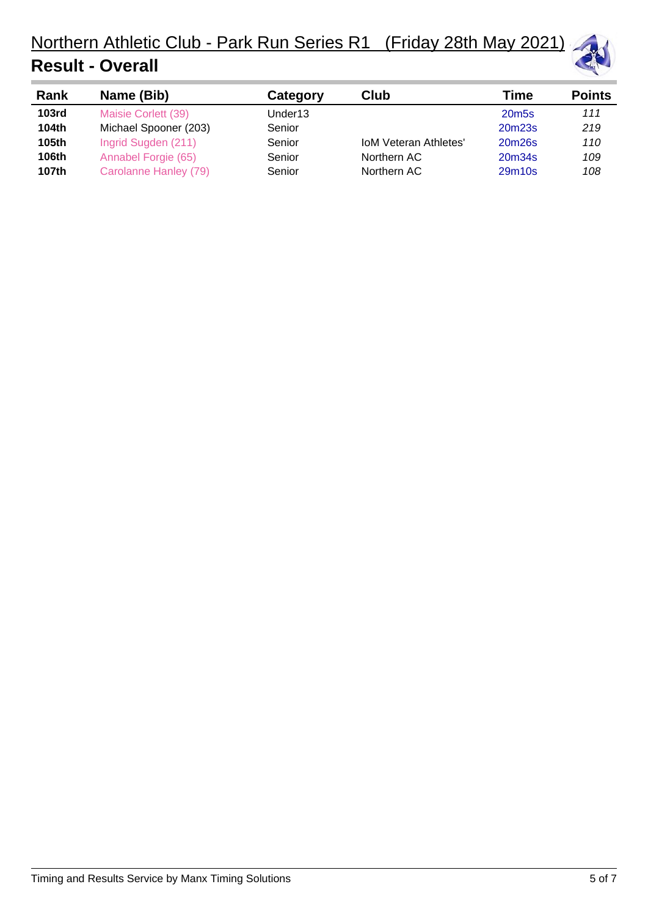# Northern Athletic Club - Park Run Series R1 (Friday 28th May 2021)

## Result - Overall

| Rank | Name (Bib) | Category | Club | Time | Points |
|---|---|---|---|---|---|
| **103rd** | Maisie Corlett (39) | Under13 | | 20m5s | *111* |
| **104th** | Michael Spooner (203) | Senior | | 20m23s | *219* |
| **105th** | Ingrid Sugden (211) | Senior | IoM Veteran Athletes' | 20m26s | *110* |
| **106th** | Annabel Forgie (65) | Senior | Northern AC | 20m34s | *109* |
| **107th** | Carolanne Hanley (79) | Senior | Northern AC | 29m10s | *108* |

Timing and Results Service by Manx Timing Solutions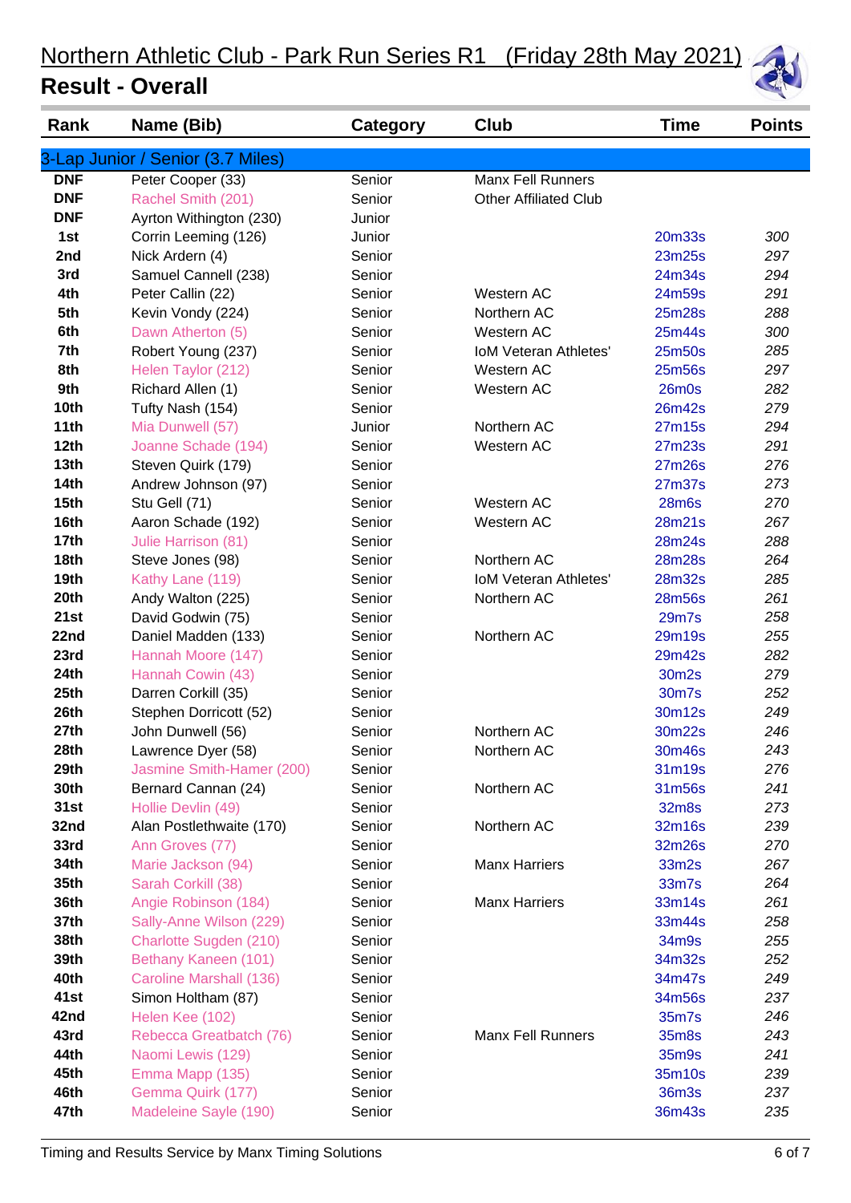# Northern Athletic Club - Park Run Series R1 (Friday 28th May 2021)

## Result - Overall

| Rank | Name (Bib) | Category | Club | Time | Points |
|---|---|---|---|---|---|
| **3-Lap Junior / Senior (3.7 Miles)** | | | | | |
| DNF | Peter Cooper (33) | Senior | Manx Fell Runners | | |
| DNF | Rachel Smith (201) | Senior | Other Affiliated Club | | |
| DNF | Ayrton Withington (230) | Junior | | | |
| 1st | Corrin Leeming (126) | Junior | | 20m33s | 300 |
| 2nd | Nick Ardern (4) | Senior | | 23m25s | 297 |
| 3rd | Samuel Cannell (238) | Senior | | 24m34s | 294 |
| 4th | Peter Callin (22) | Senior | Western AC | 24m59s | 291 |
| 5th | Kevin Vondy (224) | Senior | Northern AC | 25m28s | 288 |
| 6th | Dawn Atherton (5) | Senior | Western AC | 25m44s | 300 |
| 7th | Robert Young (237) | Senior | IoM Veteran Athletes' | 25m50s | 285 |
| 8th | Helen Taylor (212) | Senior | Western AC | 25m56s | 297 |
| 9th | Richard Allen (1) | Senior | Western AC | 26m0s | 282 |
| 10th | Tufty Nash (154) | Senior | | 26m42s | 279 |
| 11th | Mia Dunwell (57) | Junior | Northern AC | 27m15s | 294 |
| 12th | Joanne Schade (194) | Senior | Western AC | 27m23s | 291 |
| 13th | Steven Quirk (179) | Senior | | 27m26s | 276 |
| 14th | Andrew Johnson (97) | Senior | | 27m37s | 273 |
| 15th | Stu Gell (71) | Senior | Western AC | 28m6s | 270 |
| 16th | Aaron Schade (192) | Senior | Western AC | 28m21s | 267 |
| 17th | Julie Harrison (81) | Senior | | 28m24s | 288 |
| 18th | Steve Jones (98) | Senior | Northern AC | 28m28s | 264 |
| 19th | Kathy Lane (119) | Senior | IoM Veteran Athletes' | 28m32s | 285 |
| 20th | Andy Walton (225) | Senior | Northern AC | 28m56s | 261 |
| 21st | David Godwin (75) | Senior | | 29m7s | 258 |
| 22nd | Daniel Madden (133) | Senior | Northern AC | 29m19s | 255 |
| 23rd | Hannah Moore (147) | Senior | | 29m42s | 282 |
| 24th | Hannah Cowin (43) | Senior | | 30m2s | 279 |
| 25th | Darren Corkill (35) | Senior | | 30m7s | 252 |
| 26th | Stephen Dorricott (52) | Senior | | 30m12s | 249 |
| 27th | John Dunwell (56) | Senior | Northern AC | 30m22s | 246 |
| 28th | Lawrence Dyer (58) | Senior | Northern AC | 30m46s | 243 |
| 29th | Jasmine Smith-Hamer (200) | Senior | | 31m19s | 276 |
| 30th | Bernard Cannan (24) | Senior | Northern AC | 31m56s | 241 |
| 31st | Hollie Devlin (49) | Senior | | 32m8s | 273 |
| 32nd | Alan Postlethwaite (170) | Senior | Northern AC | 32m16s | 239 |
| 33rd | Ann Groves (77) | Senior | | 32m26s | 270 |
| 34th | Marie Jackson (94) | Senior | Manx Harriers | 33m2s | 267 |
| 35th | Sarah Corkill (38) | Senior | | 33m7s | 264 |
| 36th | Angie Robinson (184) | Senior | Manx Harriers | 33m14s | 261 |
| 37th | Sally-Anne Wilson (229) | Senior | | 33m44s | 258 |
| 38th | Charlotte Sugden (210) | Senior | | 34m9s | 255 |
| 39th | Bethany Kaneen (101) | Senior | | 34m32s | 252 |
| 40th | Caroline Marshall (136) | Senior | | 34m47s | 249 |
| 41st | Simon Holtham (87) | Senior | | 34m56s | 237 |
| 42nd | Helen Kee (102) | Senior | | 35m7s | 246 |
| 43rd | Rebecca Greatbatch (76) | Senior | Manx Fell Runners | 35m8s | 243 |
| 44th | Naomi Lewis (129) | Senior | | 35m9s | 241 |
| 45th | Emma Mapp (135) | Senior | | 35m10s | 239 |
| 46th | Gemma Quirk (177) | Senior | | 36m3s | 237 |
| 47th | Madeleine Sayle (190) | Senior | | 36m43s | 235 |

Timing and Results Service by Manx Timing Solutions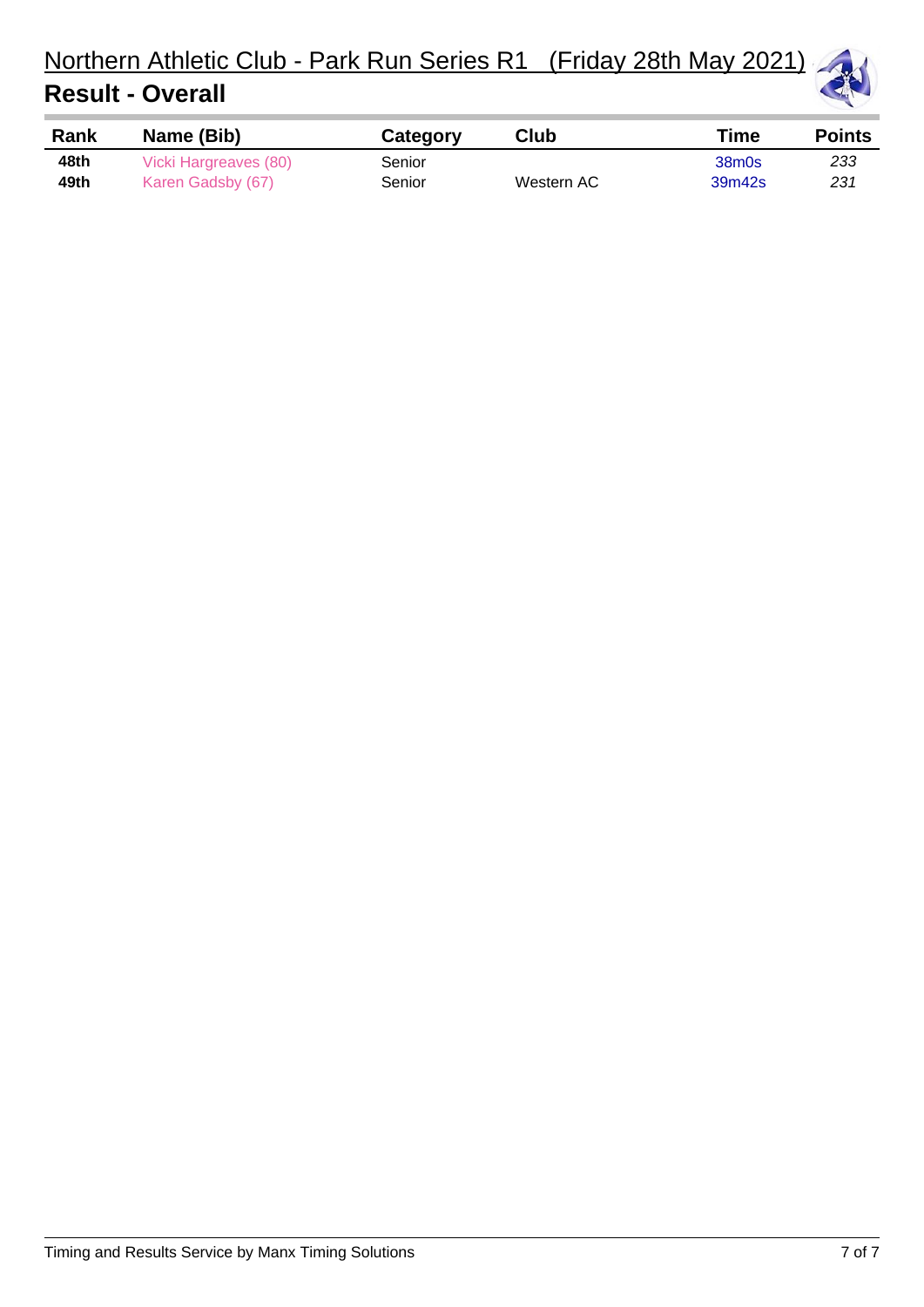# Northern Athletic Club - Park Run Series R1 (Friday 28th May 2021)

## Result - Overall

| Rank | Name (Bib) | Category | Club | Time | Points |
|---|---|---|---|---|---|
| 48th | Vicki Hargreaves (80) | Senior | | 38m0s | *233* |
| 49th | Karen Gadsby (67) | Senior | Western AC | 39m42s | *231* |

Timing and Results Service by Manx Timing Solutions